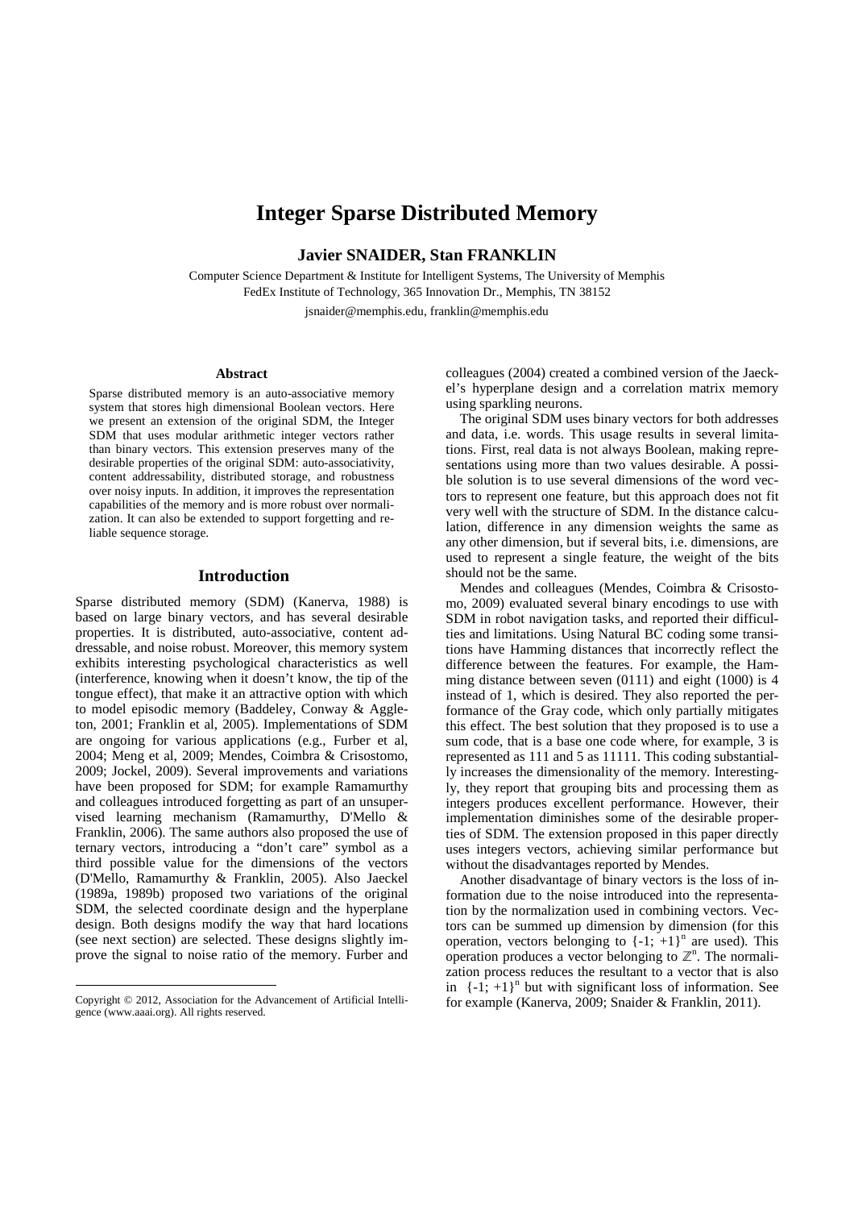# Integer Sparse Distributed Memory

**Javier SNAIDER, Stan FRANKLIN**

Computer Science Department & Institute for Intelligent Systems, The University of Memphis
FedEx Institute of Technology, 365 Innovation Dr., Memphis, TN 38152
jsnaider@memphis.edu, franklin@memphis.edu

### Abstract

Sparse distributed memory is an auto-associative memory system that stores high dimensional Boolean vectors. Here we present an extension of the original SDM, the Integer SDM that uses modular arithmetic integer vectors rather than binary vectors. This extension preserves many of the desirable properties of the original SDM: auto-associativity, content addressability, distributed storage, and robustness over noisy inputs. In addition, it improves the representation capabilities of the memory and is more robust over normalization. It can also be extended to support forgetting and reliable sequence storage.

## Introduction

Sparse distributed memory (SDM) (Kanerva, 1988) is based on large binary vectors, and has several desirable properties. It is distributed, auto-associative, content addressable, and noise robust. Moreover, this memory system exhibits interesting psychological characteristics as well (interference, knowing when it doesn't know, the tip of the tongue effect), that make it an attractive option with which to model episodic memory (Baddeley, Conway & Aggleton, 2001; Franklin et al, 2005). Implementations of SDM are ongoing for various applications (e.g., Furber et al, 2004; Meng et al, 2009; Mendes, Coimbra & Crisostomo, 2009; Jockel, 2009). Several improvements and variations have been proposed for SDM; for example Ramamurthy and colleagues introduced forgetting as part of an unsupervised learning mechanism (Ramamurthy, D'Mello & Franklin, 2006). The same authors also proposed the use of ternary vectors, introducing a "don't care" symbol as a third possible value for the dimensions of the vectors (D'Mello, Ramamurthy & Franklin, 2005). Also Jaeckel (1989a, 1989b) proposed two variations of the original SDM, the selected coordinate design and the hyperplane design. Both designs modify the way that hard locations (see next section) are selected. These designs slightly improve the signal to noise ratio of the memory. Furber and colleagues (2004) created a combined version of the Jaeckel's hyperplane design and a correlation matrix memory using sparkling neurons.

The original SDM uses binary vectors for both addresses and data, i.e. words. This usage results in several limitations. First, real data is not always Boolean, making representations using more than two values desirable. A possible solution is to use several dimensions of the word vectors to represent one feature, but this approach does not fit very well with the structure of SDM. In the distance calculation, difference in any dimension weights the same as any other dimension, but if several bits, i.e. dimensions, are used to represent a single feature, the weight of the bits should not be the same.

Mendes and colleagues (Mendes, Coimbra & Crisostomo, 2009) evaluated several binary encodings to use with SDM in robot navigation tasks, and reported their difficulties and limitations. Using Natural BC coding some transitions have Hamming distances that incorrectly reflect the difference between the features. For example, the Hamming distance between seven (0111) and eight (1000) is 4 instead of 1, which is desired. They also reported the performance of the Gray code, which only partially mitigates this effect. The best solution that they proposed is to use a sum code, that is a base one code where, for example, 3 is represented as 111 and 5 as 11111. This coding substantially increases the dimensionality of the memory. Interestingly, they report that grouping bits and processing them as integers produces excellent performance. However, their implementation diminishes some of the desirable properties of SDM. The extension proposed in this paper directly uses integers vectors, achieving similar performance but without the disadvantages reported by Mendes.

Another disadvantage of binary vectors is the loss of information due to the noise introduced into the representation by the normalization used in combining vectors. Vectors can be summed up dimension by dimension (for this operation, vectors belonging to $\{-1; +1\}^n$ are used). This operation produces a vector belonging to $\mathbb{Z}^n$. The normalization process reduces the resultant to a vector that is also in $\{-1; +1\}^n$ but with significant loss of information. See for example (Kanerva, 2009; Snaider & Franklin, 2011).

Copyright © 2012, Association for the Advancement of Artificial Intelligence (www.aaai.org). All rights reserved.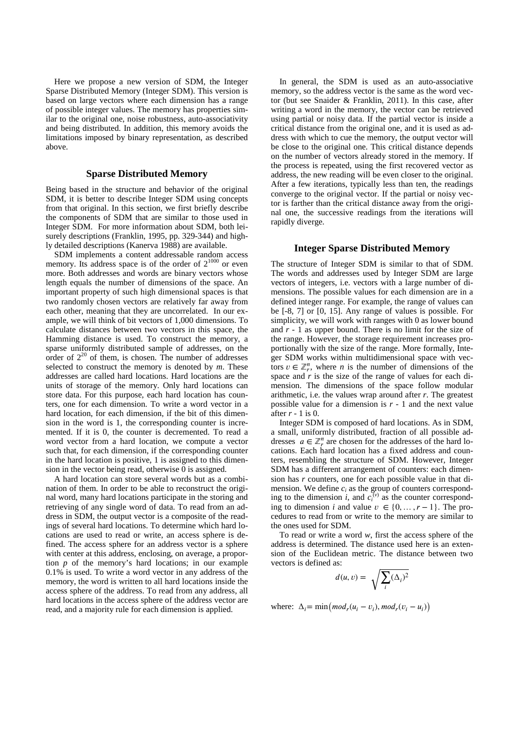Here we propose a new version of SDM, the Integer Sparse Distributed Memory (Integer SDM). This version is based on large vectors where each dimension has a range of possible integer values. The memory has properties similar to the original one, noise robustness, auto-associativity and being distributed. In addition, this memory avoids the limitations imposed by binary representation, as described above.

## Sparse Distributed Memory

Being based in the structure and behavior of the original SDM, it is better to describe Integer SDM using concepts from that original. In this section, we first briefly describe the components of SDM that are similar to those used in Integer SDM. For more information about SDM, both leisurely descriptions (Franklin, 1995, pp. 329-344) and highly detailed descriptions (Kanerva 1988) are available.

SDM implements a content addressable random access memory. Its address space is of the order of $2^{1000}$ or even more. Both addresses and words are binary vectors whose length equals the number of dimensions of the space. An important property of such high dimensional spaces is that two randomly chosen vectors are relatively far away from each other, meaning that they are uncorrelated. In our example, we will think of bit vectors of 1,000 dimensions. To calculate distances between two vectors in this space, the Hamming distance is used. To construct the memory, a sparse uniformly distributed sample of addresses, on the order of $2^{20}$ of them, is chosen. The number of addresses selected to construct the memory is denoted by *m*. These addresses are called hard locations. Hard locations are the units of storage of the memory. Only hard locations can store data. For this purpose, each hard location has counters, one for each dimension. To write a word vector in a hard location, for each dimension, if the bit of this dimension in the word is 1, the corresponding counter is incremented. If it is 0, the counter is decremented. To read a word vector from a hard location, we compute a vector such that, for each dimension, if the corresponding counter in the hard location is positive, 1 is assigned to this dimension in the vector being read, otherwise 0 is assigned.

A hard location can store several words but as a combination of them. In order to be able to reconstruct the original word, many hard locations participate in the storing and retrieving of any single word of data. To read from an address in SDM, the output vector is a composite of the readings of several hard locations. To determine which hard locations are used to read or write, an access sphere is defined. The access sphere for an address vector is a sphere with center at this address, enclosing, on average, a proportion *p* of the memory's hard locations; in our example 0.1% is used. To write a word vector in any address of the memory, the word is written to all hard locations inside the access sphere of the address. To read from any address, all hard locations in the access sphere of the address vector are read, and a majority rule for each dimension is applied.

In general, the SDM is used as an auto-associative memory, so the address vector is the same as the word vector (but see Snaider & Franklin, 2011). In this case, after writing a word in the memory, the vector can be retrieved using partial or noisy data. If the partial vector is inside a critical distance from the original one, and it is used as address with which to cue the memory, the output vector will be close to the original one. This critical distance depends on the number of vectors already stored in the memory. If the process is repeated, using the first recovered vector as address, the new reading will be even closer to the original. After a few iterations, typically less than ten, the readings converge to the original vector. If the partial or noisy vector is farther than the critical distance away from the original one, the successive readings from the iterations will rapidly diverge.

## Integer Sparse Distributed Memory

The structure of Integer SDM is similar to that of SDM. The words and addresses used by Integer SDM are large vectors of integers, i.e. vectors with a large number of dimensions. The possible values for each dimension are in a defined integer range. For example, the range of values can be [-8, 7] or [0, 15]. Any range of values is possible. For simplicity, we will work with ranges with 0 as lower bound and $r$ - 1 as upper bound. There is no limit for the size of the range. However, the storage requirement increases proportionally with the size of the range. More formally, Integer SDM works within multidimensional space with vectors $v \in \mathbb{Z}_r^n$, where $n$ is the number of dimensions of the space and $r$ is the size of the range of values for each dimension. The dimensions of the space follow modular arithmetic, i.e. the values wrap around after $r$. The greatest possible value for a dimension is $r$ - 1 and the next value after $r$ - 1 is 0.

Integer SDM is composed of hard locations. As in SDM, a small, uniformly distributed, fraction of all possible addresses $a \in \mathbb{Z}_r^n$ are chosen for the addresses of the hard locations. Each hard location has a fixed address and counters, resembling the structure of SDM. However, Integer SDM has a different arrangement of counters: each dimension has $r$ counters, one for each possible value in that dimension. We define $c_i$ as the group of counters corresponding to the dimension $i$, and $c_i^{(v)}$ as the counter corresponding to dimension $i$ and value $v \in \{0, \ldots, r-1\}$. The procedures to read from or write to the memory are similar to the ones used for SDM.

To read or write a word $w$, first the access sphere of the address is determined. The distance used here is an extension of the Euclidean metric. The distance between two vectors is defined as:

$$d(u, v) = \sqrt{\sum_i (\Delta_i)^2}$$

where: $\Delta_i = \min\left(mod_r(u_i - v_i), mod_r(v_i - u_i)\right)$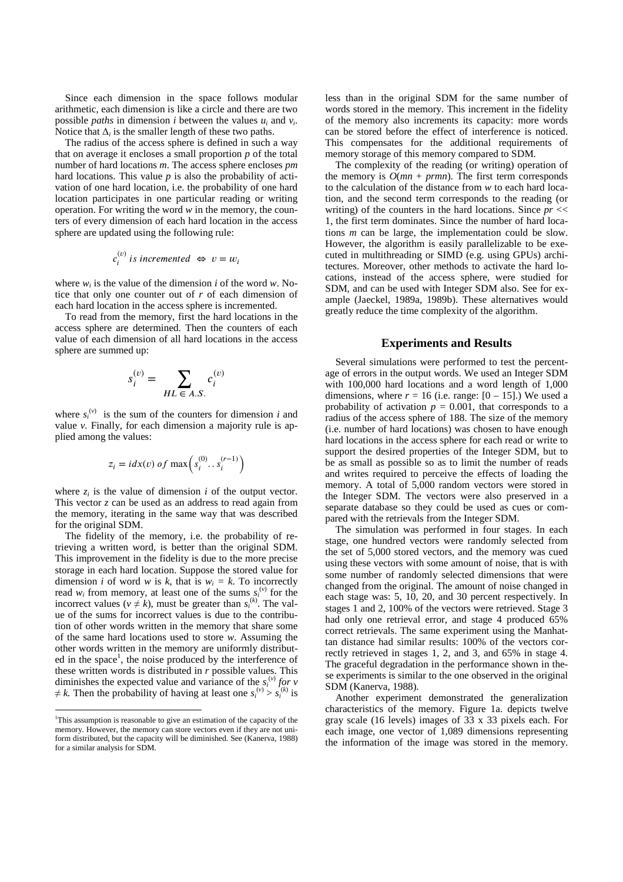Since each dimension in the space follows modular arithmetic, each dimension is like a circle and there are two possible *paths* in dimension $i$ between the values $u_i$ and $v_i$. Notice that $\Delta_i$ is the smaller length of these two paths.

The radius of the access sphere is defined in such a way that on average it encloses a small proportion $p$ of the total number of hard locations $m$. The access sphere encloses $pm$ hard locations. This value $p$ is also the probability of activation of one hard location, i.e. the probability of one hard location participates in one particular reading or writing operation. For writing the word $w$ in the memory, the counters of every dimension of each hard location in the access sphere are updated using the following rule:

$$c_i^{(v)} \text{ is incremented } \Leftrightarrow v = w_i$$

where $w_i$ is the value of the dimension $i$ of the word $w$. Notice that only one counter out of $r$ of each dimension of each hard location in the access sphere is incremented.

To read from the memory, first the hard locations in the access sphere are determined. Then the counters of each value of each dimension of all hard locations in the access sphere are summed up:

$$s_i^{(v)} = \sum_{HL \in A.S.} c_i^{(v)}$$

where $s_i^{(v)}$ is the sum of the counters for dimension $i$ and value $v$. Finally, for each dimension a majority rule is applied among the values:

$$z_i = idx(v) \text{ of } \max\left(s_i^{(0)} .. s_i^{(r-1)}\right)$$

where $z_i$ is the value of dimension $i$ of the output vector. This vector $z$ can be used as an address to read again from the memory, iterating in the same way that was described for the original SDM.

The fidelity of the memory, i.e. the probability of retrieving a written word, is better than the original SDM. This improvement in the fidelity is due to the more precise storage in each hard location. Suppose the stored value for dimension $i$ of word $w$ is $k$, that is $w_i = k$. To incorrectly read $w_i$ from memory, at least one of the sums $s_i^{(v)}$ for the incorrect values ($v \neq k$), must be greater than $s_i^{(k)}$. The value of the sums for incorrect values is due to the contribution of other words written in the memory that share some of the same hard locations used to store $w$. Assuming the other words written in the memory are uniformly distributed in the space[1], the noise produced by the interference of these written words is distributed in $r$ possible values. This diminishes the expected value and variance of the $s_i^{(v)}$ *for* $v \neq k$. Then the probability of having at least one $s_i^{(v)} > s_i^{(k)}$ is less than in the original SDM for the same number of words stored in the memory. This increment in the fidelity of the memory also increments its capacity: more words can be stored before the effect of interference is noticed. This compensates for the additional requirements of memory storage of this memory compared to SDM.

The complexity of the reading (or writing) operation of the memory is $O(mn + prmn)$. The first term corresponds to the calculation of the distance from $w$ to each hard location, and the second term corresponds to the reading (or writing) of the counters in the hard locations. Since $pr <<$ 1, the first term dominates. Since the number of hard locations $m$ can be large, the implementation could be slow. However, the algorithm is easily parallelizable to be executed in multithreading or SIMD (e.g. using GPUs) architectures. Moreover, other methods to activate the hard locations, instead of the access sphere, were studied for SDM, and can be used with Integer SDM also. See for example (Jaeckel, 1989a, 1989b). These alternatives would greatly reduce the time complexity of the algorithm.

## Experiments and Results

Several simulations were performed to test the percentage of errors in the output words. We used an Integer SDM with 100,000 hard locations and a word length of 1,000 dimensions, where $r = 16$ (i.e. range: [0 – 15].) We used a probability of activation $p = 0.001$, that corresponds to a radius of the access sphere of 188. The size of the memory (i.e. number of hard locations) was chosen to have enough hard locations in the access sphere for each read or write to support the desired properties of the Integer SDM, but to be as small as possible so as to limit the number of reads and writes required to perceive the effects of loading the memory. A total of 5,000 random vectors were stored in the Integer SDM. The vectors were also preserved in a separate database so they could be used as cues or compared with the retrievals from the Integer SDM.

The simulation was performed in four stages. In each stage, one hundred vectors were randomly selected from the set of 5,000 stored vectors, and the memory was cued using these vectors with some amount of noise, that is with some number of randomly selected dimensions that were changed from the original. The amount of noise changed in each stage was: 5, 10, 20, and 30 percent respectively. In stages 1 and 2, 100% of the vectors were retrieved. Stage 3 had only one retrieval error, and stage 4 produced 65% correct retrievals. The same experiment using the Manhattan distance had similar results: 100% of the vectors correctly retrieved in stages 1, 2, and 3, and 65% in stage 4. The graceful degradation in the performance shown in these experiments is similar to the one observed in the original SDM (Kanerva, 1988).

Another experiment demonstrated the generalization characteristics of the memory. Figure 1a. depicts twelve gray scale (16 levels) images of 33 x 33 pixels each. For each image, one vector of 1,089 dimensions representing the information of the image was stored in the memory.

---

[1] This assumption is reasonable to give an estimation of the capacity of the memory. However, the memory can store vectors even if they are not uniform distributed, but the capacity will be diminished. See (Kanerva, 1988) for a similar analysis for SDM.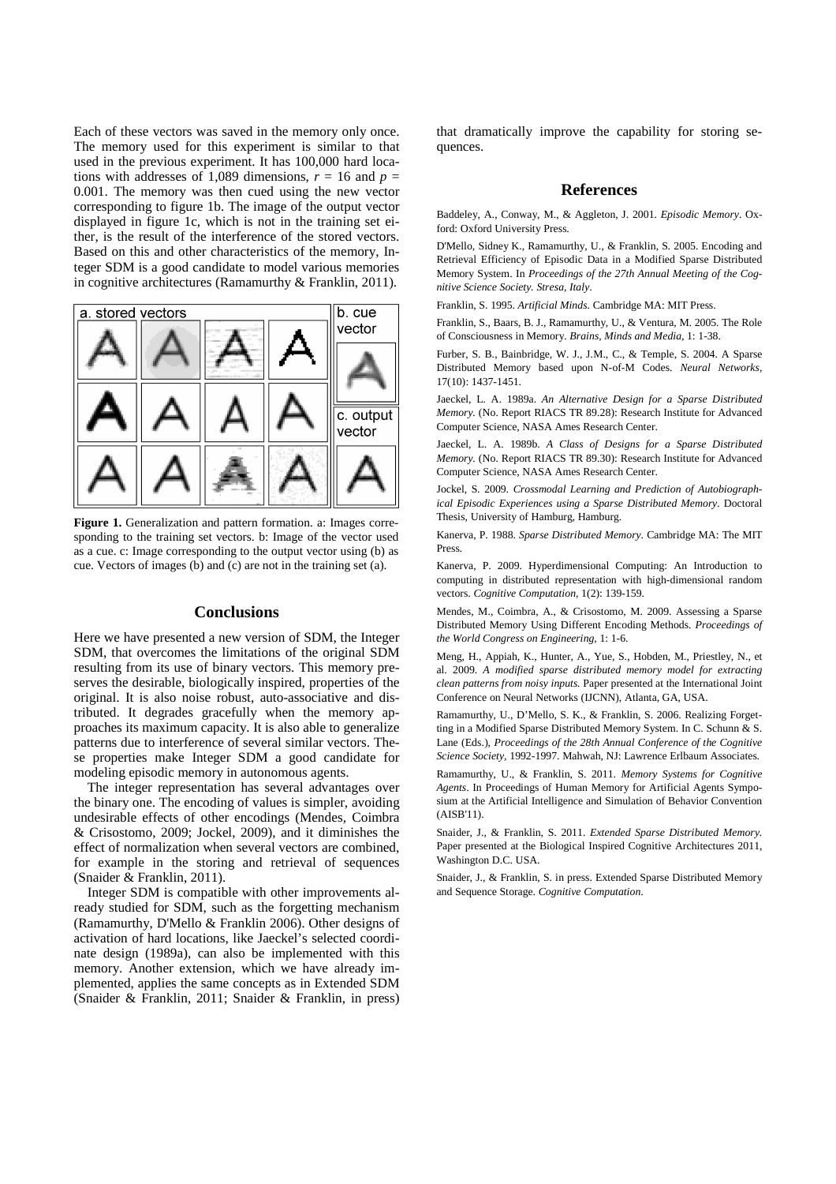Each of these vectors was saved in the memory only once. The memory used for this experiment is similar to that used in the previous experiment. It has 100,000 hard locations with addresses of 1,089 dimensions, $r = 16$ and $p = 0.001$. The memory was then cued using the new vector corresponding to figure 1b. The image of the output vector displayed in figure 1c, which is not in the training set either, is the result of the interference of the stored vectors. Based on this and other characteristics of the memory, Integer SDM is a good candidate to model various memories in cognitive architectures (Ramamurthy & Franklin, 2011).

a. stored vectors

b. cue vector

c. output vector

**Figure 1.** Generalization and pattern formation. a: Images corresponding to the training set vectors. b: Image of the vector used as a cue. c: Image corresponding to the output vector using (b) as cue. Vectors of images (b) and (c) are not in the training set (a).

## Conclusions

Here we have presented a new version of SDM, the Integer SDM, that overcomes the limitations of the original SDM resulting from its use of binary vectors. This memory preserves the desirable, biologically inspired, properties of the original. It is also noise robust, auto-associative and distributed. It degrades gracefully when the memory approaches its maximum capacity. It is also able to generalize patterns due to interference of several similar vectors. These properties make Integer SDM a good candidate for modeling episodic memory in autonomous agents.

The integer representation has several advantages over the binary one. The encoding of values is simpler, avoiding undesirable effects of other encodings (Mendes, Coimbra & Crisostomo, 2009; Jockel, 2009), and it diminishes the effect of normalization when several vectors are combined, for example in the storing and retrieval of sequences (Snaider & Franklin, 2011).

Integer SDM is compatible with other improvements already studied for SDM, such as the forgetting mechanism (Ramamurthy, D'Mello & Franklin 2006). Other designs of activation of hard locations, like Jaeckel's selected coordinate design (1989a), can also be implemented with this memory. Another extension, which we have already implemented, applies the same concepts as in Extended SDM (Snaider & Franklin, 2011; Snaider & Franklin, in press) that dramatically improve the capability for storing sequences.

## References

Baddeley, A., Conway, M., & Aggleton, J. 2001. *Episodic Memory*. Oxford: Oxford University Press.

D'Mello, Sidney K., Ramamurthy, U., & Franklin, S. 2005. Encoding and Retrieval Efficiency of Episodic Data in a Modified Sparse Distributed Memory System. In *Proceedings of the 27th Annual Meeting of the Cognitive Science Society. Stresa, Italy*.

Franklin, S. 1995. *Artificial Minds*. Cambridge MA: MIT Press.

Franklin, S., Baars, B. J., Ramamurthy, U., & Ventura, M. 2005. The Role of Consciousness in Memory. *Brains, Minds and Media*, 1: 1-38.

Furber, S. B., Bainbridge, W. J., J.M., C., & Temple, S. 2004. A Sparse Distributed Memory based upon N-of-M Codes. *Neural Networks*, 17(10): 1437-1451.

Jaeckel, L. A. 1989a. *An Alternative Design for a Sparse Distributed Memory*. (No. Report RIACS TR 89.28): Research Institute for Advanced Computer Science, NASA Ames Research Center.

Jaeckel, L. A. 1989b. *A Class of Designs for a Sparse Distributed Memory*. (No. Report RIACS TR 89.30): Research Institute for Advanced Computer Science, NASA Ames Research Center.

Jockel, S. 2009. *Crossmodal Learning and Prediction of Autobiographical Episodic Experiences using a Sparse Distributed Memory*. Doctoral Thesis, University of Hamburg, Hamburg.

Kanerva, P. 1988. *Sparse Distributed Memory*. Cambridge MA: The MIT Press.

Kanerva, P. 2009. Hyperdimensional Computing: An Introduction to computing in distributed representation with high-dimensional random vectors. *Cognitive Computation*, 1(2): 139-159.

Mendes, M., Coimbra, A., & Crisostomo, M. 2009. Assessing a Sparse Distributed Memory Using Different Encoding Methods. *Proceedings of the World Congress on Engineering*, 1: 1-6.

Meng, H., Appiah, K., Hunter, A., Yue, S., Hobden, M., Priestley, N., et al. 2009. *A modified sparse distributed memory model for extracting clean patterns from noisy inputs.* Paper presented at the International Joint Conference on Neural Networks (IJCNN), Atlanta, GA, USA.

Ramamurthy, U., D'Mello, S. K., & Franklin, S. 2006. Realizing Forgetting in a Modified Sparse Distributed Memory System. In C. Schunn & S. Lane (Eds.), *Proceedings of the 28th Annual Conference of the Cognitive Science Society*, 1992-1997. Mahwah, NJ: Lawrence Erlbaum Associates.

Ramamurthy, U., & Franklin, S. 2011. *Memory Systems for Cognitive Agents*. In Proceedings of Human Memory for Artificial Agents Symposium at the Artificial Intelligence and Simulation of Behavior Convention (AISB'11).

Snaider, J., & Franklin, S. 2011. *Extended Sparse Distributed Memory.* Paper presented at the Biological Inspired Cognitive Architectures 2011, Washington D.C. USA.

Snaider, J., & Franklin, S. in press. Extended Sparse Distributed Memory and Sequence Storage. *Cognitive Computation*.